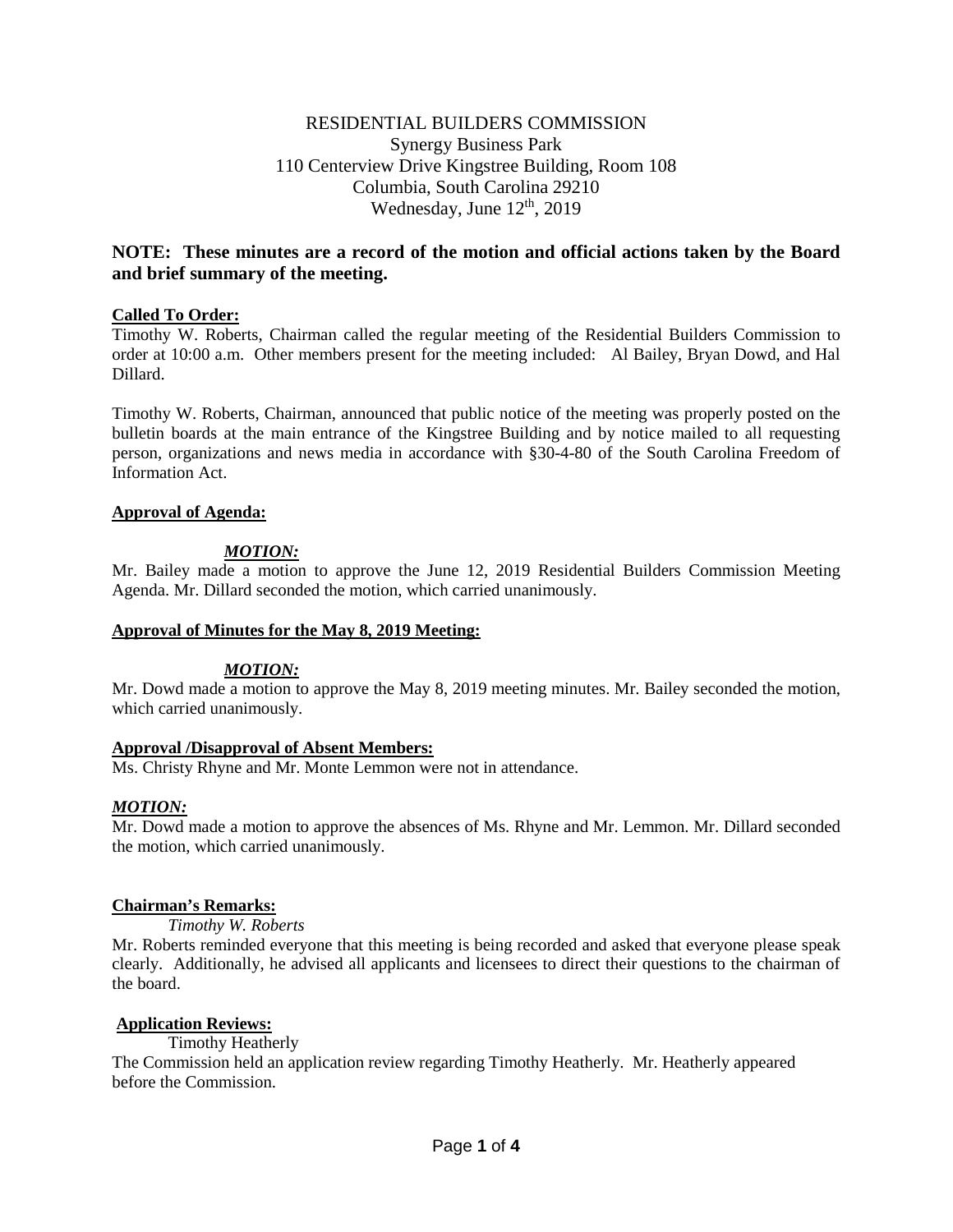RESIDENTIAL BUILDERS COMMISSION
Synergy Business Park
110 Centerview Drive Kingstree Building, Room 108
Columbia, South Carolina 29210
Wednesday, June 12th, 2019

**NOTE: These minutes are a record of the motion and official actions taken by the Board and brief summary of the meeting.**

**Called To Order:**

Timothy W. Roberts, Chairman called the regular meeting of the Residential Builders Commission to order at 10:00 a.m. Other members present for the meeting included: Al Bailey, Bryan Dowd, and Hal Dillard.

Timothy W. Roberts, Chairman, announced that public notice of the meeting was properly posted on the bulletin boards at the main entrance of the Kingstree Building and by notice mailed to all requesting person, organizations and news media in accordance with §30-4-80 of the South Carolina Freedom of Information Act.

**Approval of Agenda:**

***MOTION:***

Mr. Bailey made a motion to approve the June 12, 2019 Residential Builders Commission Meeting Agenda. Mr. Dillard seconded the motion, which carried unanimously.

**Approval of Minutes for the May 8, 2019 Meeting:**

***MOTION:***

Mr. Dowd made a motion to approve the May 8, 2019 meeting minutes. Mr. Bailey seconded the motion, which carried unanimously.

**Approval /Disapproval of Absent Members:**

Ms. Christy Rhyne and Mr. Monte Lemmon were not in attendance.

***MOTION:***

Mr. Dowd made a motion to approve the absences of Ms. Rhyne and Mr. Lemmon. Mr. Dillard seconded the motion, which carried unanimously.

**Chairman's Remarks:**

*Timothy W. Roberts*

Mr. Roberts reminded everyone that this meeting is being recorded and asked that everyone please speak clearly. Additionally, he advised all applicants and licensees to direct their questions to the chairman of the board.

**Application Reviews:**

Timothy Heatherly

The Commission held an application review regarding Timothy Heatherly. Mr. Heatherly appeared before the Commission.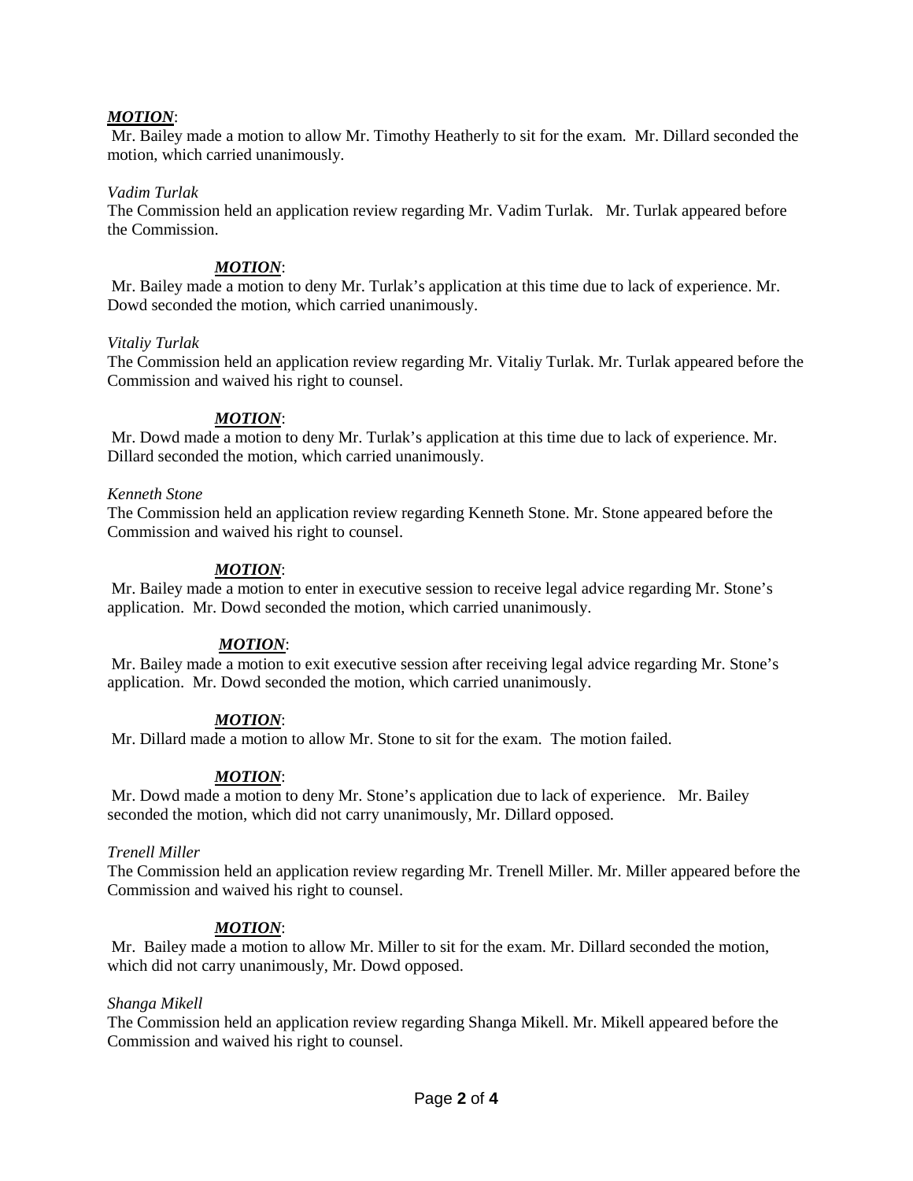***MOTION***:
Mr. Bailey made a motion to allow Mr. Timothy Heatherly to sit for the exam. Mr. Dillard seconded the motion, which carried unanimously.

*Vadim Turlak*
The Commission held an application review regarding Mr. Vadim Turlak. Mr. Turlak appeared before the Commission.

***MOTION***:
Mr. Bailey made a motion to deny Mr. Turlak's application at this time due to lack of experience. Mr. Dowd seconded the motion, which carried unanimously.

*Vitaliy Turlak*
The Commission held an application review regarding Mr. Vitaliy Turlak. Mr. Turlak appeared before the Commission and waived his right to counsel.

***MOTION***:
Mr. Dowd made a motion to deny Mr. Turlak's application at this time due to lack of experience. Mr. Dillard seconded the motion, which carried unanimously.

*Kenneth Stone*
The Commission held an application review regarding Kenneth Stone. Mr. Stone appeared before the Commission and waived his right to counsel.

***MOTION***:
Mr. Bailey made a motion to enter in executive session to receive legal advice regarding Mr. Stone's application. Mr. Dowd seconded the motion, which carried unanimously.

***MOTION***:
Mr. Bailey made a motion to exit executive session after receiving legal advice regarding Mr. Stone's application. Mr. Dowd seconded the motion, which carried unanimously.

***MOTION***:
Mr. Dillard made a motion to allow Mr. Stone to sit for the exam. The motion failed.

***MOTION***:
Mr. Dowd made a motion to deny Mr. Stone's application due to lack of experience. Mr. Bailey seconded the motion, which did not carry unanimously, Mr. Dillard opposed.

*Trenell Miller*
The Commission held an application review regarding Mr. Trenell Miller. Mr. Miller appeared before the Commission and waived his right to counsel.

***MOTION***:
Mr. Bailey made a motion to allow Mr. Miller to sit for the exam. Mr. Dillard seconded the motion, which did not carry unanimously, Mr. Dowd opposed.

*Shanga Mikell*
The Commission held an application review regarding Shanga Mikell. Mr. Mikell appeared before the Commission and waived his right to counsel.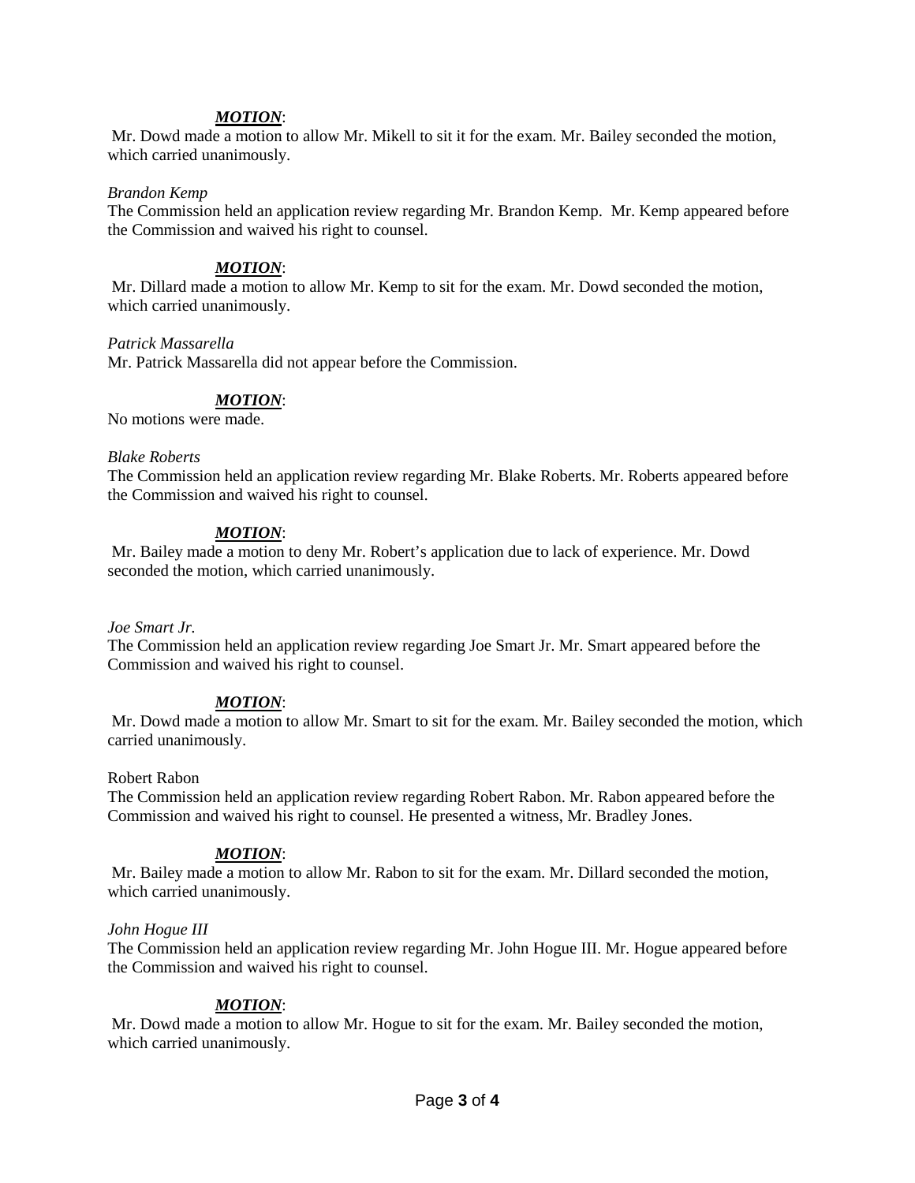***MOTION***:
Mr. Dowd made a motion to allow Mr. Mikell to sit it for the exam. Mr. Bailey seconded the motion, which carried unanimously.

*Brandon Kemp*
The Commission held an application review regarding Mr. Brandon Kemp. Mr. Kemp appeared before the Commission and waived his right to counsel.

***MOTION***:
Mr. Dillard made a motion to allow Mr. Kemp to sit for the exam. Mr. Dowd seconded the motion, which carried unanimously.

*Patrick Massarella*
Mr. Patrick Massarella did not appear before the Commission.

***MOTION***:
No motions were made.

*Blake Roberts*
The Commission held an application review regarding Mr. Blake Roberts. Mr. Roberts appeared before the Commission and waived his right to counsel.

***MOTION***:
Mr. Bailey made a motion to deny Mr. Robert's application due to lack of experience. Mr. Dowd seconded the motion, which carried unanimously.

*Joe Smart Jr.*
The Commission held an application review regarding Joe Smart Jr. Mr. Smart appeared before the Commission and waived his right to counsel.

***MOTION***:
Mr. Dowd made a motion to allow Mr. Smart to sit for the exam. Mr. Bailey seconded the motion, which carried unanimously.

Robert Rabon
The Commission held an application review regarding Robert Rabon. Mr. Rabon appeared before the Commission and waived his right to counsel. He presented a witness, Mr. Bradley Jones.

***MOTION***:
Mr. Bailey made a motion to allow Mr. Rabon to sit for the exam. Mr. Dillard seconded the motion, which carried unanimously.

*John Hogue III*
The Commission held an application review regarding Mr. John Hogue III. Mr. Hogue appeared before the Commission and waived his right to counsel.

***MOTION***:
Mr. Dowd made a motion to allow Mr. Hogue to sit for the exam. Mr. Bailey seconded the motion, which carried unanimously.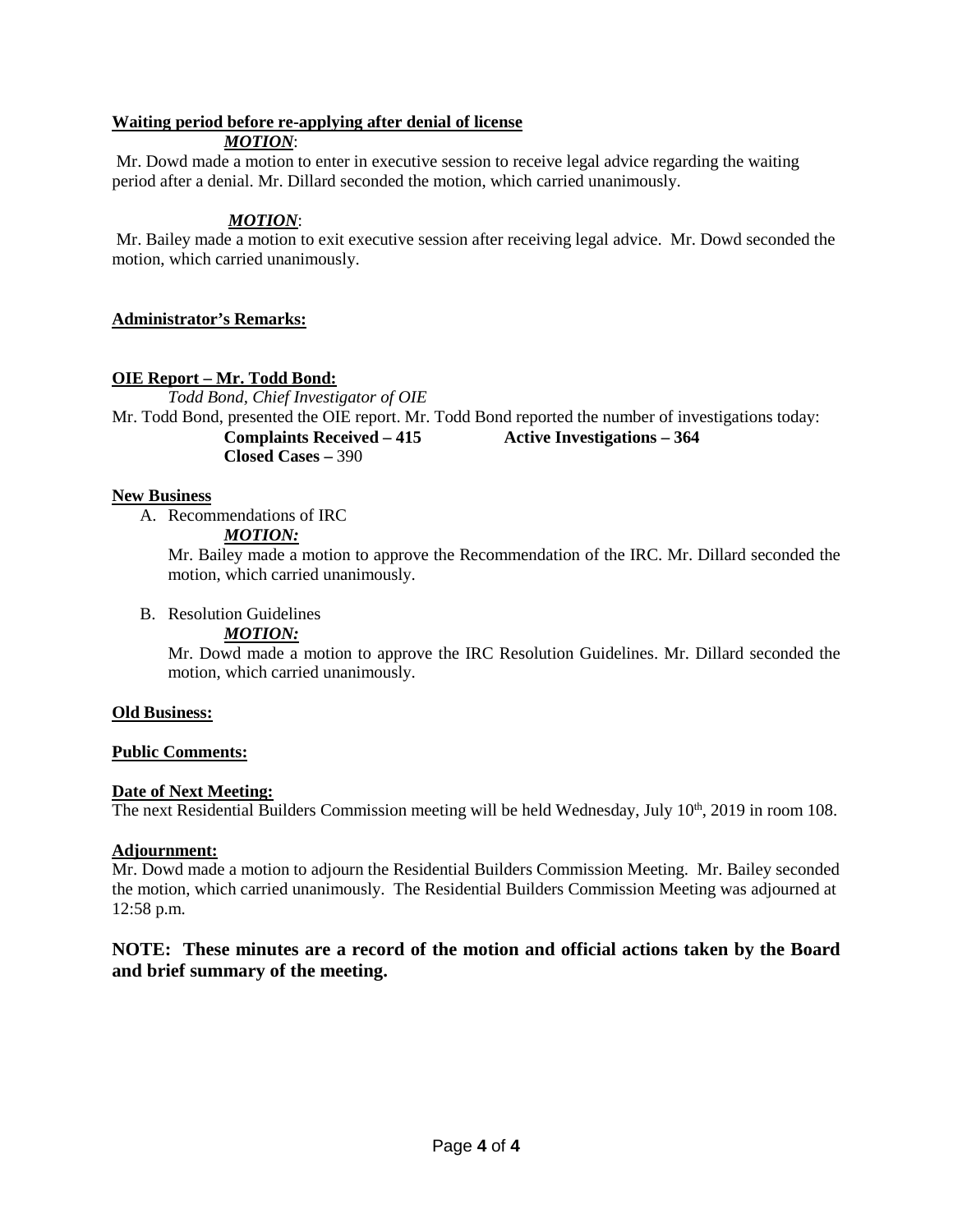**Waiting period before re-applying after denial of license**

***MOTION***:

Mr. Dowd made a motion to enter in executive session to receive legal advice regarding the waiting period after a denial. Mr. Dillard seconded the motion, which carried unanimously.

***MOTION***:

Mr. Bailey made a motion to exit executive session after receiving legal advice. Mr. Dowd seconded the motion, which carried unanimously.

**Administrator's Remarks:**

**OIE Report – Mr. Todd Bond:**

*Todd Bond, Chief Investigator of OIE*

Mr. Todd Bond, presented the OIE report. Mr. Todd Bond reported the number of investigations today:

**Complaints Received – 415** **Active Investigations – 364**

**Closed Cases –** 390

**New Business**

A. Recommendations of IRC

***MOTION:***

Mr. Bailey made a motion to approve the Recommendation of the IRC. Mr. Dillard seconded the motion, which carried unanimously.

B. Resolution Guidelines

***MOTION:***

Mr. Dowd made a motion to approve the IRC Resolution Guidelines. Mr. Dillard seconded the motion, which carried unanimously.

**Old Business:**

**Public Comments:**

**Date of Next Meeting:**

The next Residential Builders Commission meeting will be held Wednesday, July 10th, 2019 in room 108.

**Adjournment:**

Mr. Dowd made a motion to adjourn the Residential Builders Commission Meeting. Mr. Bailey seconded the motion, which carried unanimously. The Residential Builders Commission Meeting was adjourned at 12:58 p.m.

**NOTE: These minutes are a record of the motion and official actions taken by the Board and brief summary of the meeting.**